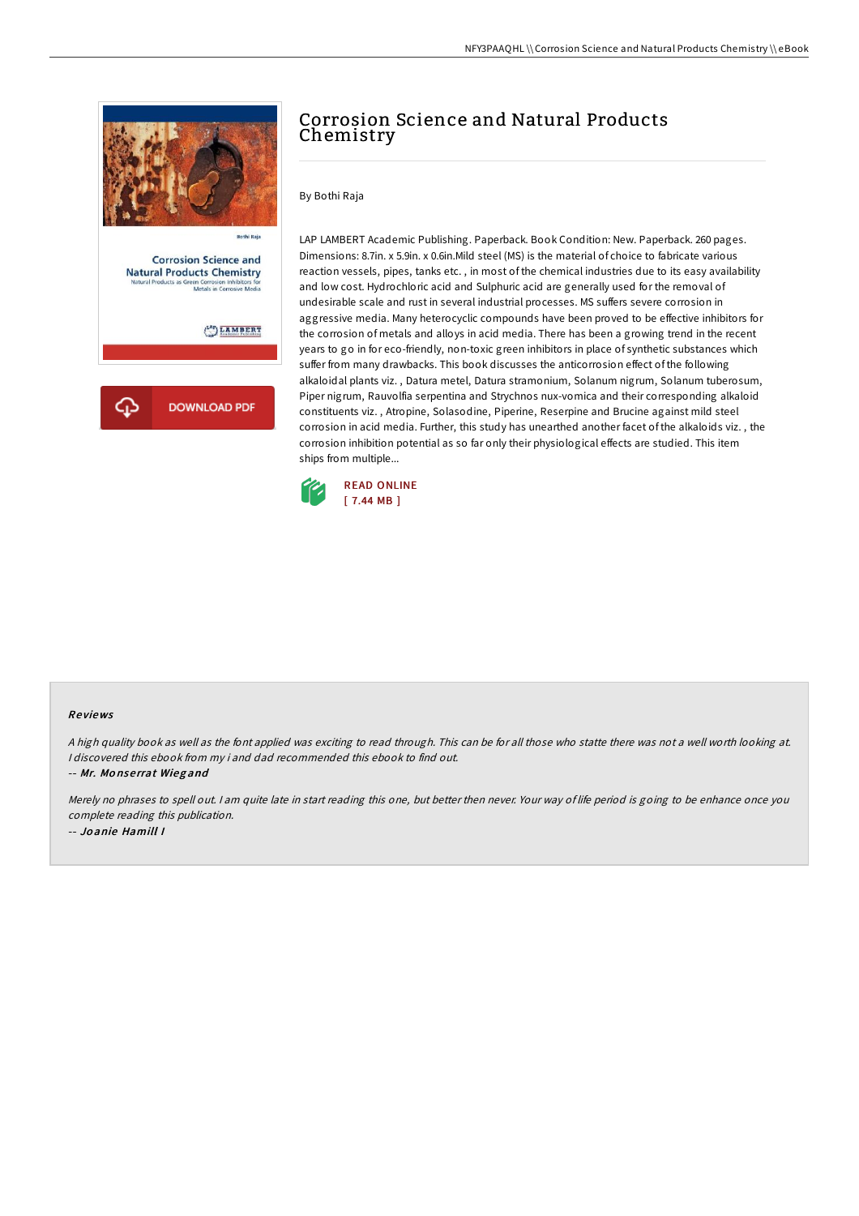# Corrosion Science and Natural Products Chemistry

By Bothi Raja

LAP LAMBERT Academic Publishing. Paperback. Book Condition: New. Paperback. 260 pages. Dimensions: 8.7in. x 5.9in. x 0.6in.Mild steel (MS) is the material of choice to fabricate various reaction vessels, pipes, tanks etc. , in most of the chemical industries due to its easy availability and low cost. Hydrochloric acid and Sulphuric acid are generally used for the removal of undesirable scale and rust in several industrial processes. MS suffers severe corrosion in aggressive media. Many heterocyclic compounds have been proved to be effective inhibitors for the corrosion of metals and alloys in acid media. There has been a growing trend in the recent years to go in for eco-friendly, non-toxic green inhibitors in place of synthetic substances which suffer from many drawbacks. This book discusses the anticorrosion effect of the following alkaloidal plants viz. , Datura metel, Datura stramonium, Solanum nigrum, Solanum tuberosum, Piper nigrum, Rauvolfia serpentina and Strychnos nux-vomica and their corresponding alkaloid constituents viz. , Atropine, Solasodine, Piperine, Reserpine and Brucine against mild steel corrosion in acid media. Further, this study has unearthed another facet of the alkaloids viz. , the corrosion inhibition potential as so far only their physiological effects are studied. This item ships from multiple...

READ ONLINE
[ 7.44 MB ]

### Reviews

*A high quality book as well as the font applied was exciting to read through. This can be for all those who statte there was not a well worth looking at. I discovered this ebook from my i and dad recommended this ebook to find out.*

-- ***Mr. Monserrat Wiegand***

*Merely no phrases to spell out. I am quite late in start reading this one, but better then never. Your way of life period is going to be enhance once you complete reading this publication.*

-- ***Joanie Hamill I***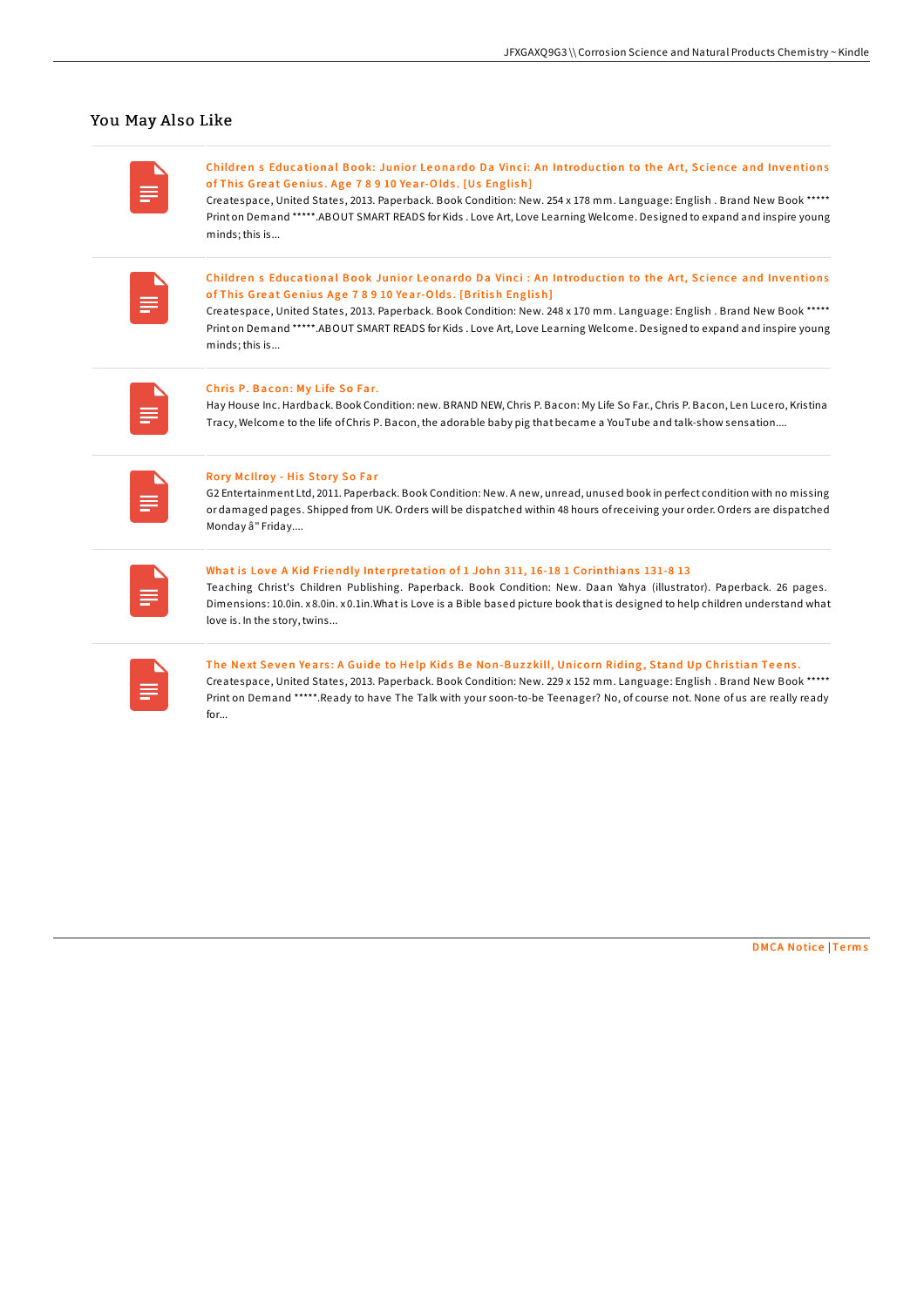## You May Also Like

**Children s Educational Book: Junior Leonardo Da Vinci: An Introduction to the Art, Science and Inventions of This Great Genius. Age 7 8 9 10 Year-Olds. [Us English]**

Createspace, United States, 2013. Paperback. Book Condition: New. 254 x 178 mm. Language: English . Brand New Book ***** Print on Demand *****.ABOUT SMART READS for Kids . Love Art, Love Learning Welcome. Designed to expand and inspire young minds; this is...

**Children s Educational Book Junior Leonardo Da Vinci : An Introduction to the Art, Science and Inventions of This Great Genius Age 7 8 9 10 Year-Olds. [British English]**

Createspace, United States, 2013. Paperback. Book Condition: New. 248 x 170 mm. Language: English . Brand New Book ***** Print on Demand *****.ABOUT SMART READS for Kids . Love Art, Love Learning Welcome. Designed to expand and inspire young minds; this is...

**Chris P. Bacon: My Life So Far.**

Hay House Inc. Hardback. Book Condition: new. BRAND NEW, Chris P. Bacon: My Life So Far., Chris P. Bacon, Len Lucero, Kristina Tracy, Welcome to the life of Chris P. Bacon, the adorable baby pig that became a YouTube and talk-show sensation....

**Rory McIlroy - His Story So Far**

G2 Entertainment Ltd, 2011. Paperback. Book Condition: New. A new, unread, unused book in perfect condition with no missing or damaged pages. Shipped from UK. Orders will be dispatched within 48 hours of receiving your order. Orders are dispatched Monday â" Friday....

**What is Love A Kid Friendly Interpretation of 1 John 311, 16-18 1 Corinthians 131-8 13**

Teaching Christ's Children Publishing. Paperback. Book Condition: New. Daan Yahya (illustrator). Paperback. 26 pages. Dimensions: 10.0in. x 8.0in. x 0.1in.What is Love is a Bible based picture book that is designed to help children understand what love is. In the story, twins...

**The Next Seven Years: A Guide to Help Kids Be Non-Buzzkill, Unicorn Riding, Stand Up Christian Teens.**

Createspace, United States, 2013. Paperback. Book Condition: New. 229 x 152 mm. Language: English . Brand New Book ***** Print on Demand *****.Ready to have The Talk with your soon-to-be Teenager? No, of course not. None of us are really ready for...